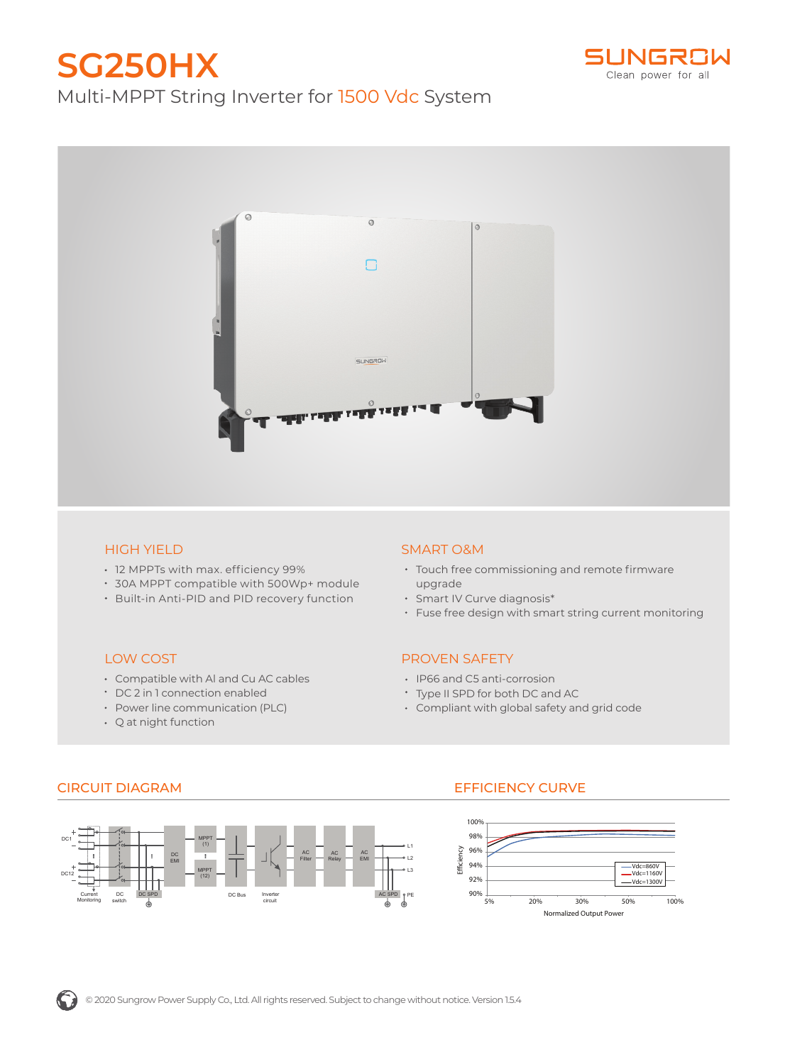# SG250HX

Multi-MPPT String Inverter for 1500 Vdc System

SUNGROW
Clean power for all

## HIGH YIELD

- 12 MPPTs with max. efficiency 99%
- 30A MPPT compatible with 500Wp+ module
- Built-in Anti-PID and PID recovery function

## SMART O&M

- Touch free commissioning and remote firmware upgrade
- Smart IV Curve diagnosis*
- Fuse free design with smart string current monitoring

## LOW COST

- Compatible with Al and Cu AC cables
- DC 2 in 1 connection enabled
- Power line communication (PLC)
- Q at night function

## PROVEN SAFETY

- IP66 and C5 anti-corrosion
- Type II SPD for both DC and AC
- Compliant with global safety and grid code

## CIRCUIT DIAGRAM

## EFFICIENCY CURVE

© 2020 Sungrow Power Supply Co., Ltd. All rights reserved. Subject to change without notice. Version 1.5.4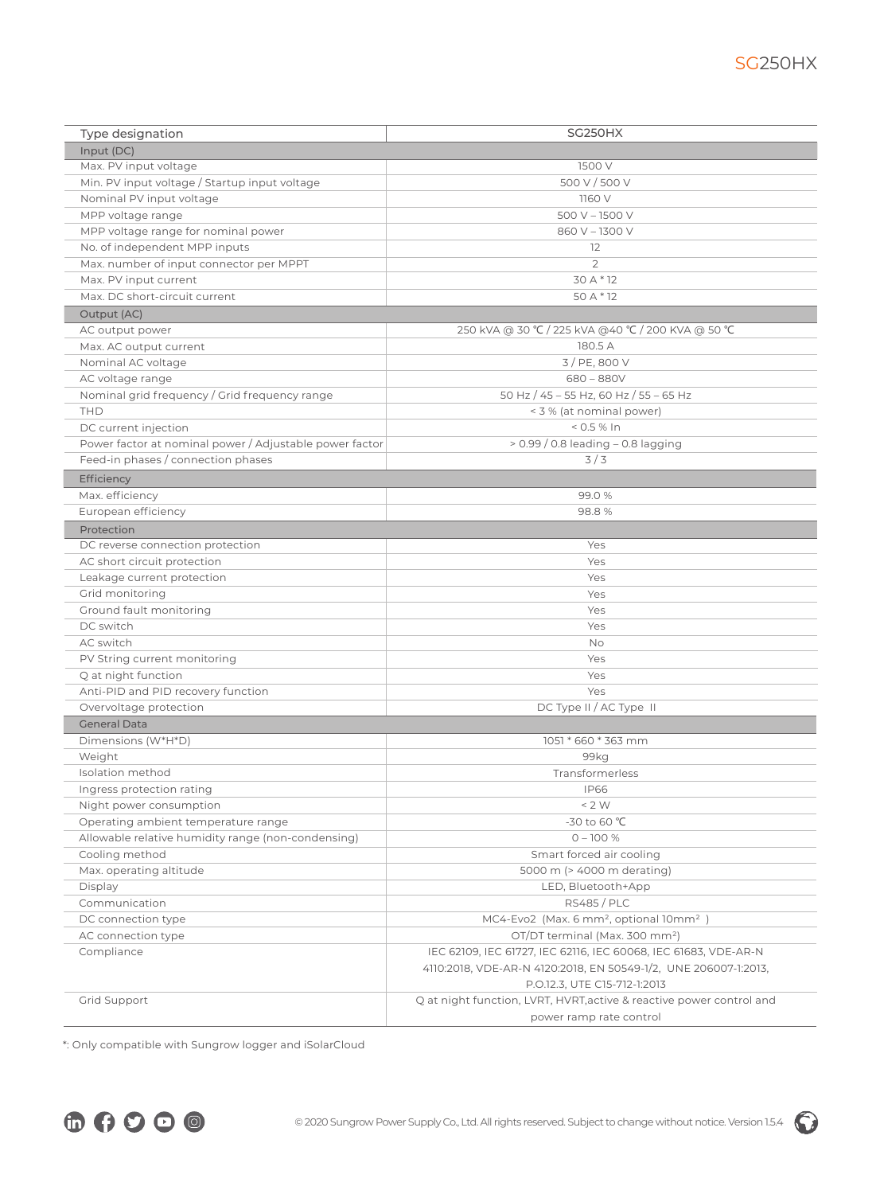# SG250HX

| Type designation | SG250HX |
| --- | --- |
| **Input (DC)** | |
| Max. PV input voltage | 1500 V |
| Min. PV input voltage / Startup input voltage | 500 V / 500 V |
| Nominal PV input voltage | 1160 V |
| MPP voltage range | 500 V – 1500 V |
| MPP voltage range for nominal power | 860 V – 1300 V |
| No. of independent MPP inputs | 12 |
| Max. number of input connector per MPPT | 2 |
| Max. PV input current | 30 A * 12 |
| Max. DC short-circuit current | 50 A * 12 |
| **Output (AC)** | |
| AC output power | 250 kVA @ 30 ℃ / 225 kVA @40 ℃ / 200 KVA @ 50 ℃ |
| Max. AC output current | 180.5 A |
| Nominal AC voltage | 3 / PE, 800 V |
| AC voltage range | 680 – 880V |
| Nominal grid frequency / Grid frequency range | 50 Hz / 45 – 55 Hz, 60 Hz / 55 – 65 Hz |
| THD | < 3 % (at nominal power) |
| DC current injection | < 0.5 % In |
| Power factor at nominal power / Adjustable power factor | > 0.99 / 0.8 leading – 0.8 lagging |
| Feed-in phases / connection phases | 3 / 3 |
| **Efficiency** | |
| Max. efficiency | 99.0 % |
| European efficiency | 98.8 % |
| **Protection** | |
| DC reverse connection protection | Yes |
| AC short circuit protection | Yes |
| Leakage current protection | Yes |
| Grid monitoring | Yes |
| Ground fault monitoring | Yes |
| DC switch | Yes |
| AC switch | No |
| PV String current monitoring | Yes |
| Q at night function | Yes |
| Anti-PID and PID recovery function | Yes |
| Overvoltage protection | DC Type II / AC Type II |
| **General Data** | |
| Dimensions (W*H*D) | 1051 * 660 * 363 mm |
| Weight | 99kg |
| Isolation method | Transformerless |
| Ingress protection rating | IP66 |
| Night power consumption | < 2 W |
| Operating ambient temperature range | -30 to 60 ℃ |
| Allowable relative humidity range (non-condensing) | 0 – 100 % |
| Cooling method | Smart forced air cooling |
| Max. operating altitude | 5000 m (> 4000 m derating) |
| Display | LED, Bluetooth+App |
| Communication | RS485 / PLC |
| DC connection type | MC4-Evo2 (Max. 6 mm², optional 10mm² ) |
| AC connection type | OT/DT terminal (Max. 300 mm²) |
| Compliance | IEC 62109, IEC 61727, IEC 62116, IEC 60068, IEC 61683, VDE-AR-N 4110:2018, VDE-AR-N 4120:2018, EN 50549-1/2, UNE 206007-1:2013, P.O.12.3, UTE C15-712-1:2013 |
| Grid Support | Q at night function, LVRT, HVRT,active & reactive power control and power ramp rate control |

*: Only compatible with Sungrow logger and iSolarCloud

© 2020 Sungrow Power Supply Co., Ltd. All rights reserved. Subject to change without notice. Version 1.5.4